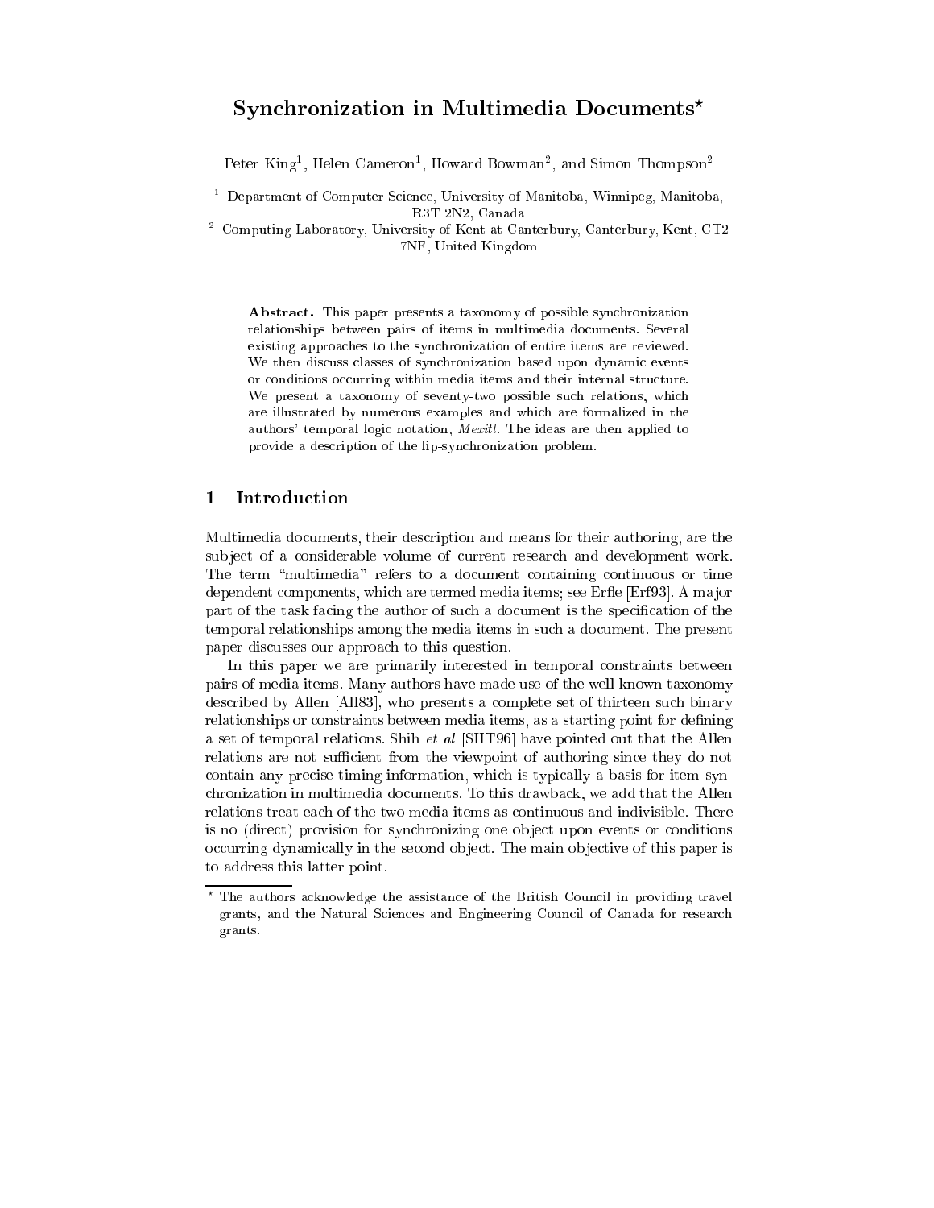# Synchronization in Multimedia Documents*

Peter King[1], Helen Cameron[1], Howard Bowman[2], and Simon Thompson[2]

[1] Department of Computer Science, University of Manitoba, Winnipeg, Manitoba, R3T 2N2, Canada

[2] Computing Laboratory, University of Kent at Canterbury, Canterbury, Kent, CT2 7NF, United Kingdom

**Abstract.** This paper presents a taxonomy of possible synchronization relationships between pairs of items in multimedia documents. Several existing approaches to the synchronization of entire items are reviewed. We then discuss classes of synchronization based upon dynamic events or conditions occurring within media items and their internal structure. We present a taxonomy of seventy-two possible such relations, which are illustrated by numerous examples and which are formalized in the authors' temporal logic notation, *Mexitl*. The ideas are then applied to provide a description of the lip-synchronization problem.

## 1 Introduction

Multimedia documents, their description and means for their authoring, are the subject of a considerable volume of current research and development work. The term "multimedia" refers to a document containing continuous or time dependent components, which are termed media items; see Erfle [Erf93]. A major part of the task facing the author of such a document is the specification of the temporal relationships among the media items in such a document. The present paper discusses our approach to this question.

In this paper we are primarily interested in temporal constraints between pairs of media items. Many authors have made use of the well-known taxonomy described by Allen [All83], who presents a complete set of thirteen such binary relationships or constraints between media items, as a starting point for defining a set of temporal relations. Shih *et al* [SHT96] have pointed out that the Allen relations are not sufficient from the viewpoint of authoring since they do not contain any precise timing information, which is typically a basis for item synchronization in multimedia documents. To this drawback, we add that the Allen relations treat each of the two media items as continuous and indivisible. There is no (direct) provision for synchronizing one object upon events or conditions occurring dynamically in the second object. The main objective of this paper is to address this latter point.

* The authors acknowledge the assistance of the British Council in providing travel grants, and the Natural Sciences and Engineering Council of Canada for research grants.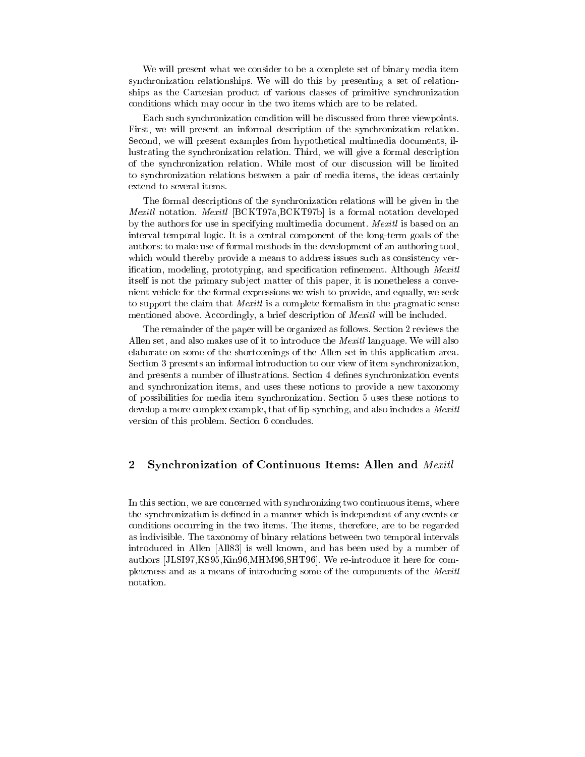We will present what we consider to be a complete set of binary media item synchronization relationships. We will do this by presenting a set of relationships as the Cartesian product of various classes of primitive synchronization conditions which may occur in the two items which are to be related.

Each such synchronization condition will be discussed from three viewpoints. First, we will present an informal description of the synchronization relation. Second, we will present examples from hypothetical multimedia documents, illustrating the synchronization relation. Third, we will give a formal description of the synchronization relation. While most of our discussion will be limited to synchronization relations between a pair of media items, the ideas certainly extend to several items.

The formal descriptions of the synchronization relations will be given in the *Mexitl* notation. *Mexitl* [BCKT97a,BCKT97b] is a formal notation developed by the authors for use in specifying multimedia document. *Mexitl* is based on an interval temporal logic. It is a central component of the long-term goals of the authors: to make use of formal methods in the development of an authoring tool, which would thereby provide a means to address issues such as consistency verification, modeling, prototyping, and specification refinement. Although *Mexitl* itself is not the primary subject matter of this paper, it is nonetheless a convenient vehicle for the formal expressions we wish to provide, and equally, we seek to support the claim that *Mexitl* is a complete formalism in the pragmatic sense mentioned above. Accordingly, a brief description of *Mexitl* will be included.

The remainder of the paper will be organized as follows. Section 2 reviews the Allen set, and also makes use of it to introduce the *Mexitl* language. We will also elaborate on some of the shortcomings of the Allen set in this application area. Section 3 presents an informal introduction to our view of item synchronization, and presents a number of illustrations. Section 4 defines synchronization events and synchronization items, and uses these notions to provide a new taxonomy of possibilities for media item synchronization. Section 5 uses these notions to develop a more complex example, that of lip-synching, and also includes a *Mexitl* version of this problem. Section 6 concludes.

## 2 Synchronization of Continuous Items: Allen and *Mexitl*

In this section, we are concerned with synchronizing two continuous items, where the synchronization is defined in a manner which is independent of any events or conditions occurring in the two items. The items, therefore, are to be regarded as indivisible. The taxonomy of binary relations between two temporal intervals introduced in Allen [All83] is well known, and has been used by a number of authors [JLSI97,KS95,Kin96,MHM96,SHT96]. We re-introduce it here for completeness and as a means of introducing some of the components of the *Mexitl* notation.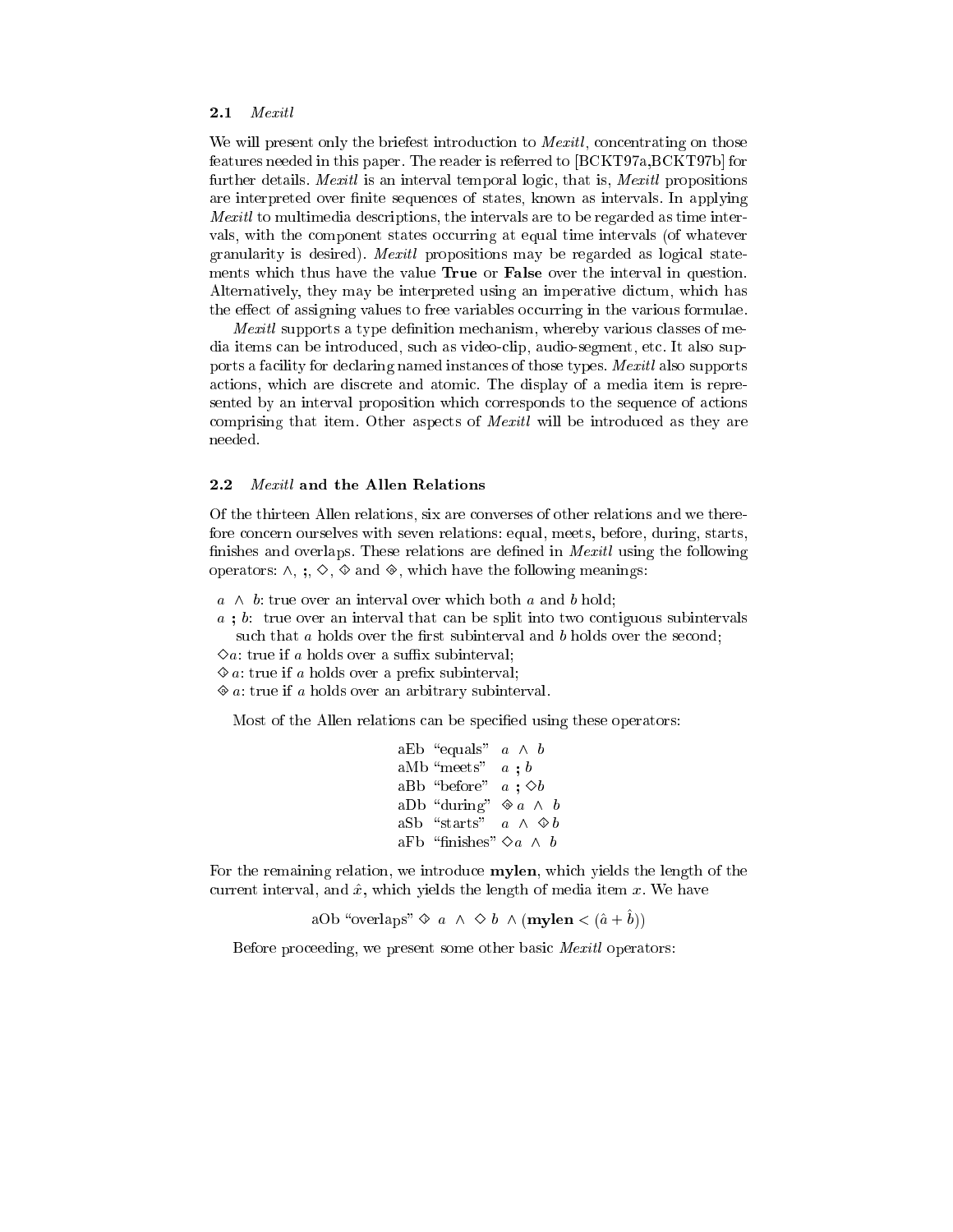### 2.1 *Mexitl*

We will present only the briefest introduction to *Mexitl*, concentrating on those features needed in this paper. The reader is referred to [BCKT97a,BCKT97b] for further details. *Mexitl* is an interval temporal logic, that is, *Mexitl* propositions are interpreted over finite sequences of states, known as intervals. In applying *Mexitl* to multimedia descriptions, the intervals are to be regarded as time intervals, with the component states occurring at equal time intervals (of whatever granularity is desired). *Mexitl* propositions may be regarded as logical statements which thus have the value **True** or **False** over the interval in question. Alternatively, they may be interpreted using an imperative dictum, which has the effect of assigning values to free variables occurring in the various formulae.

*Mexitl* supports a type definition mechanism, whereby various classes of media items can be introduced, such as video-clip, audio-segment, etc. It also supports a facility for declaring named instances of those types. *Mexitl* also supports actions, which are discrete and atomic. The display of a media item is represented by an interval proposition which corresponds to the sequence of actions comprising that item. Other aspects of *Mexitl* will be introduced as they are needed.

### 2.2 *Mexitl* and the Allen Relations

Of the thirteen Allen relations, six are converses of other relations and we therefore concern ourselves with seven relations: equal, meets, before, during, starts, finishes and overlaps. These relations are defined in *Mexitl* using the following operators: $\wedge$, **;**, $\Diamond$, $\Diamond\!\!\!\!\cdot$ and $\Diamond\!\!\!\!+$, which have the following meanings:

- $a \wedge b$: true over an interval over which both $a$ and $b$ hold;
- $a\ ;\ b$: true over an interval that can be split into two contiguous subintervals such that $a$ holds over the first subinterval and $b$ holds over the second;
- $\Diamond a$: true if $a$ holds over a suffix subinterval;
- $\Diamond\!\!\!\!\cdot\ a$: true if $a$ holds over a prefix subinterval;
- $\Diamond\!\!\!\!+\ a$: true if $a$ holds over an arbitrary subinterval.

Most of the Allen relations can be specified using these operators:

| | | |
|---|---|---|
| aEb | "equals" | $a \wedge b$ |
| aMb | "meets" | $a\ ;\ b$ |
| aBb | "before" | $a\ ;\ \Diamond b$ |
| aDb | "during" | $\Diamond\!\!\!\!+\ a \wedge b$ |
| aSb | "starts" | $a \wedge \Diamond\!\!\!\!\cdot\ b$ |
| aFb | "finishes" | $\Diamond a \wedge b$ |

For the remaining relation, we introduce **mylen**, which yields the length of the current interval, and $\hat{x}$, which yields the length of media item $x$. We have

$$\text{aOb "overlaps"}\ \Diamond\!\!\!\!\cdot\ a \wedge \Diamond\, b \wedge (\mathbf{mylen} < (\hat{a} + \hat{b}))$$

Before proceeding, we present some other basic *Mexitl* operators: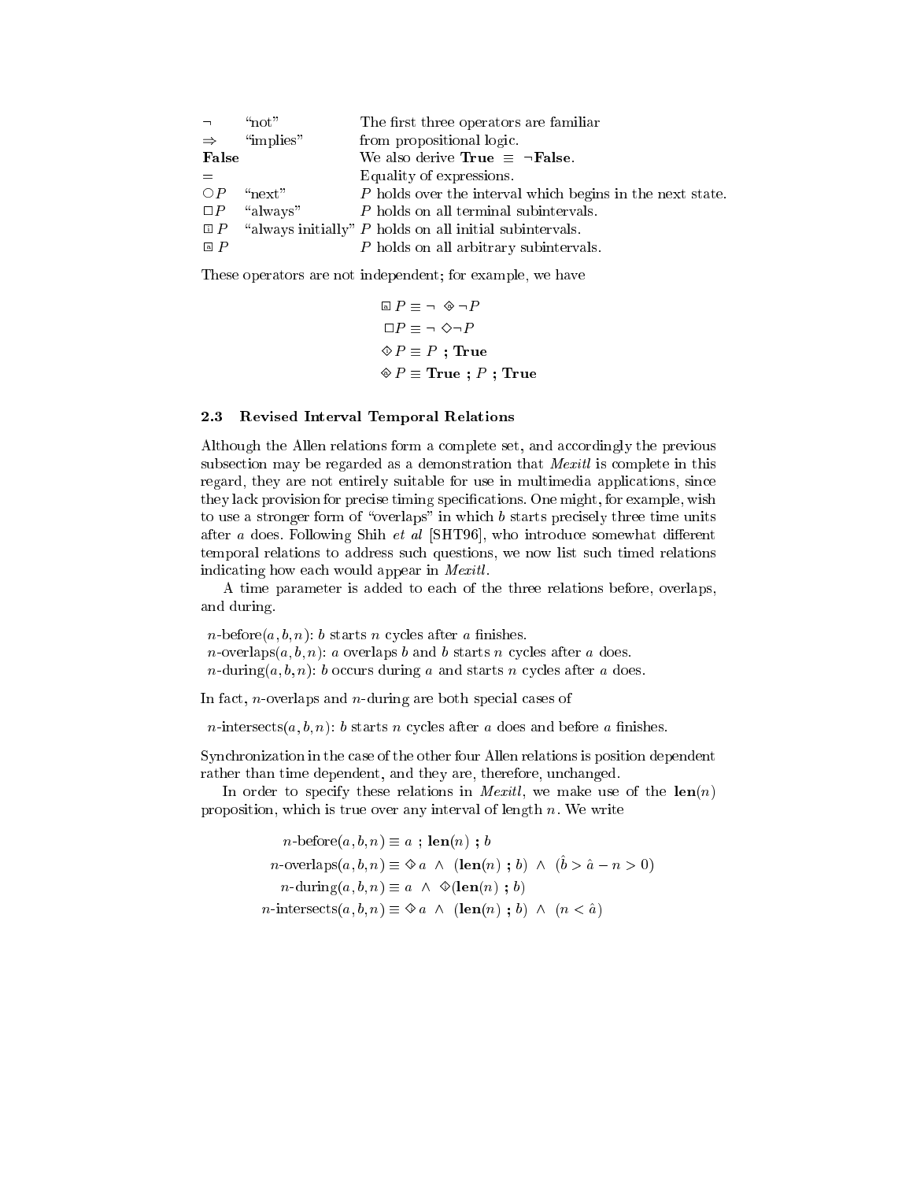| | | |
|---|---|---|
| $\neg$ | "not" | The first three operators are familiar |
| $\Rightarrow$ | "implies" | from propositional logic. |
| **False** | | We also derive **True** $\equiv$ $\neg$**False**. |
| $=$ | | Equality of expressions. |
| $\bigcirc P$ | "next" | $P$ holds over the interval which begins in the next state. |
| $\Box P$ | "always" | $P$ holds on all terminal subintervals. |
| $\boxed{\text{i}}\, P$ | "always initially" | $P$ holds on all initial subintervals. |
| $\boxed{\text{a}}\, P$ | | $P$ holds on all arbitrary subintervals. |

These operators are not independent; for example, we have

$$\boxed{\text{a}}\, P \equiv \neg \ \diamondsuit_{a} \neg P$$

$$\Box P \equiv \neg \ \Diamond \neg P$$

$$\diamondsuit_{i}\, P \equiv P \ ; \ \mathbf{True}$$

$$\diamondsuit_{a}\, P \equiv \mathbf{True} \ ; \ P \ ; \ \mathbf{True}$$

### 2.3 Revised Interval Temporal Relations

Although the Allen relations form a complete set, and accordingly the previous subsection may be regarded as a demonstration that *Mexitl* is complete in this regard, they are not entirely suitable for use in multimedia applications, since they lack provision for precise timing specifications. One might, for example, wish to use a stronger form of "overlaps" in which $b$ starts precisely three time units after $a$ does. Following Shih *et al* [SHT96], who introduce somewhat different temporal relations to address such questions, we now list such timed relations indicating how each would appear in *Mexitl*.

A time parameter is added to each of the three relations before, overlaps, and during.

$n$-before$(a, b, n)$: $b$ starts $n$ cycles after $a$ finishes.
$n$-overlaps$(a, b, n)$: $a$ overlaps $b$ and $b$ starts $n$ cycles after $a$ does.
$n$-during$(a, b, n)$: $b$ occurs during $a$ and starts $n$ cycles after $a$ does.

In fact, $n$-overlaps and $n$-during are both special cases of

$n$-intersects$(a, b, n)$: $b$ starts $n$ cycles after $a$ does and before $a$ finishes.

Synchronization in the case of the other four Allen relations is position dependent rather than time dependent, and they are, therefore, unchanged.

In order to specify these relations in *Mexitl*, we make use of the $\mathbf{len}(n)$ proposition, which is true over any interval of length $n$. We write

$$n\text{-before}(a, b, n) \equiv a \ ; \ \mathbf{len}(n) \ ; \ b$$

$$n\text{-overlaps}(a, b, n) \equiv \diamondsuit_{i}\, a \ \wedge \ (\mathbf{len}(n) \ ; \ b) \ \wedge \ (\hat{b} > \hat{a} - n > 0)$$

$$n\text{-during}(a, b, n) \equiv a \ \wedge \ \diamondsuit_{i}(\mathbf{len}(n) \ ; \ b)$$

$$n\text{-intersects}(a, b, n) \equiv \diamondsuit_{i}\, a \ \wedge \ (\mathbf{len}(n) \ ; \ b) \ \wedge \ (n < \hat{a})$$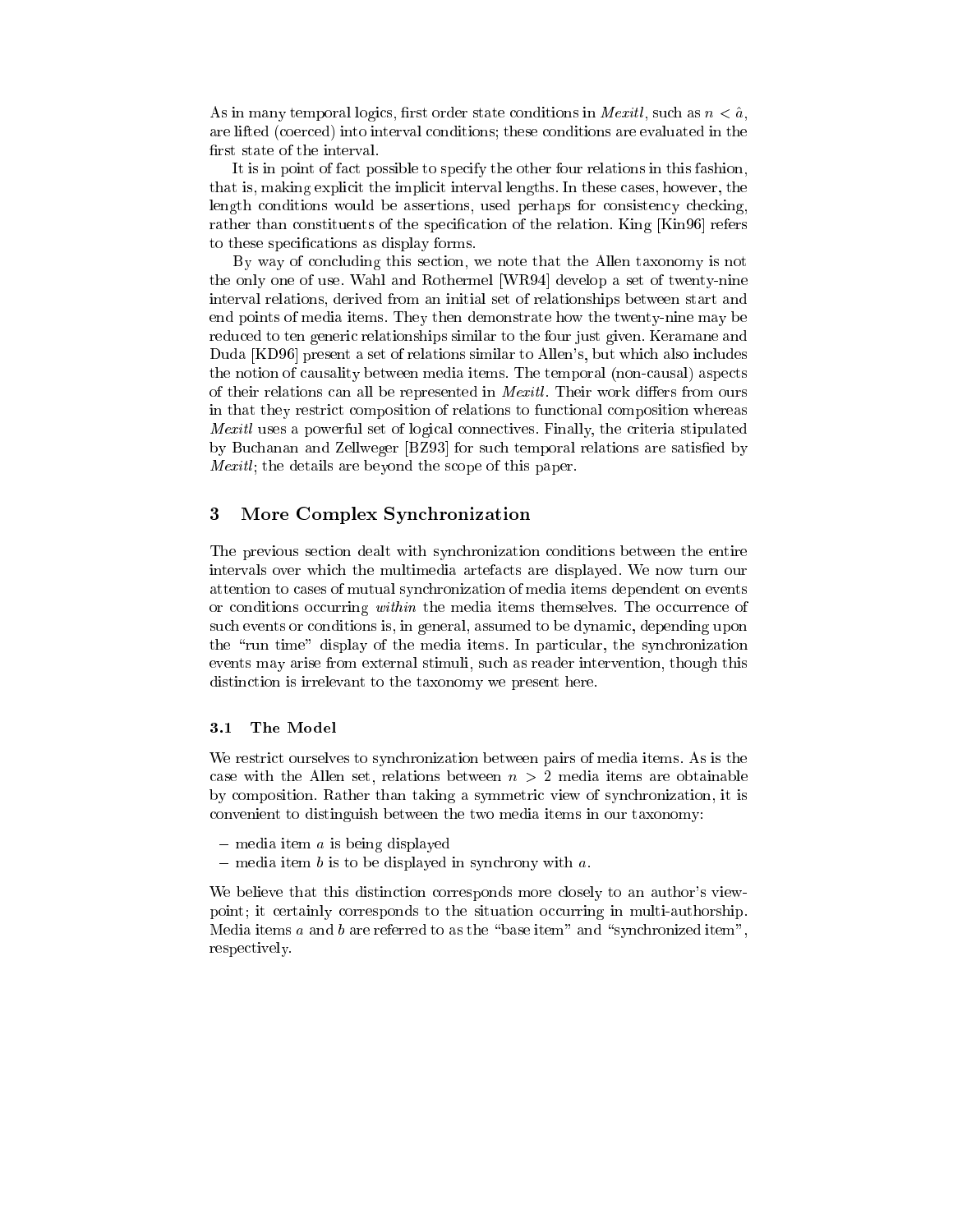As in many temporal logics, first order state conditions in *Mexitl*, such as $n < \hat{a}$, are lifted (coerced) into interval conditions; these conditions are evaluated in the first state of the interval.

It is in point of fact possible to specify the other four relations in this fashion, that is, making explicit the implicit interval lengths. In these cases, however, the length conditions would be assertions, used perhaps for consistency checking, rather than constituents of the specification of the relation. King [Kin96] refers to these specifications as display forms.

By way of concluding this section, we note that the Allen taxonomy is not the only one of use. Wahl and Rothermel [WR94] develop a set of twenty-nine interval relations, derived from an initial set of relationships between start and end points of media items. They then demonstrate how the twenty-nine may be reduced to ten generic relationships similar to the four just given. Keramane and Duda [KD96] present a set of relations similar to Allen's, but which also includes the notion of causality between media items. The temporal (non-causal) aspects of their relations can all be represented in *Mexitl*. Their work differs from ours in that they restrict composition of relations to functional composition whereas *Mexitl* uses a powerful set of logical connectives. Finally, the criteria stipulated by Buchanan and Zellweger [BZ93] for such temporal relations are satisfied by *Mexitl*; the details are beyond the scope of this paper.

## 3 More Complex Synchronization

The previous section dealt with synchronization conditions between the entire intervals over which the multimedia artefacts are displayed. We now turn our attention to cases of mutual synchronization of media items dependent on events or conditions occurring *within* the media items themselves. The occurrence of such events or conditions is, in general, assumed to be dynamic, depending upon the "run time" display of the media items. In particular, the synchronization events may arise from external stimuli, such as reader intervention, though this distinction is irrelevant to the taxonomy we present here.

### 3.1 The Model

We restrict ourselves to synchronization between pairs of media items. As is the case with the Allen set, relations between $n > 2$ media items are obtainable by composition. Rather than taking a symmetric view of synchronization, it is convenient to distinguish between the two media items in our taxonomy:

- media item $a$ is being displayed
- media item $b$ is to be displayed in synchrony with $a$.

We believe that this distinction corresponds more closely to an author's viewpoint; it certainly corresponds to the situation occurring in multi-authorship. Media items $a$ and $b$ are referred to as the "base item" and "synchronized item", respectively.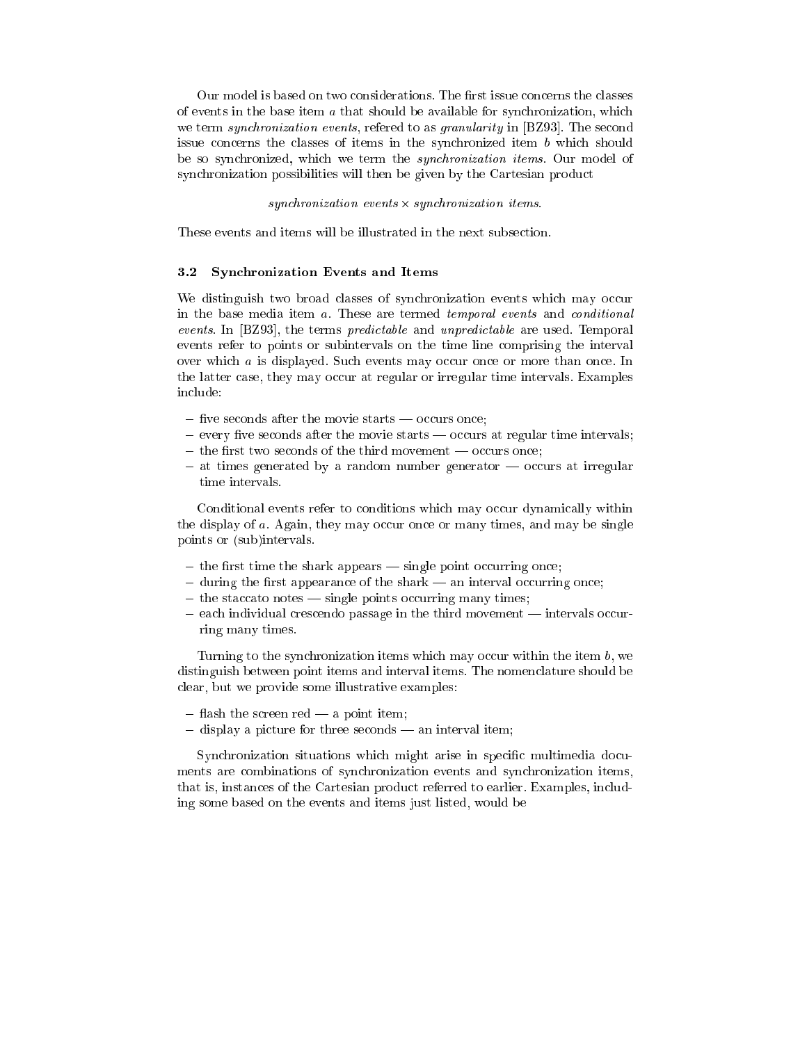Our model is based on two considerations. The first issue concerns the classes of events in the base item $a$ that should be available for synchronization, which we term *synchronization events*, refered to as *granularity* in [BZ93]. The second issue concerns the classes of items in the synchronized item $b$ which should be so synchronized, which we term the *synchronization items*. Our model of synchronization possibilities will then be given by the Cartesian product

$$\textit{synchronization events} \times \textit{synchronization items}.$$

These events and items will be illustrated in the next subsection.

### 3.2 Synchronization Events and Items

We distinguish two broad classes of synchronization events which may occur in the base media item $a$. These are termed *temporal events* and *conditional events*. In [BZ93], the terms *predictable* and *unpredictable* are used. Temporal events refer to points or subintervals on the time line comprising the interval over which $a$ is displayed. Such events may occur once or more than once. In the latter case, they may occur at regular or irregular time intervals. Examples include:

- five seconds after the movie starts — occurs once;
- every five seconds after the movie starts — occurs at regular time intervals;
- the first two seconds of the third movement — occurs once;
- at times generated by a random number generator — occurs at irregular time intervals.

Conditional events refer to conditions which may occur dynamically within the display of $a$. Again, they may occur once or many times, and may be single points or (sub)intervals.

- the first time the shark appears — single point occurring once;
- during the first appearance of the shark — an interval occurring once;
- the staccato notes — single points occurring many times;
- each individual crescendo passage in the third movement — intervals occurring many times.

Turning to the synchronization items which may occur within the item $b$, we distinguish between point items and interval items. The nomenclature should be clear, but we provide some illustrative examples:

- flash the screen red — a point item;
- display a picture for three seconds — an interval item;

Synchronization situations which might arise in specific multimedia documents are combinations of synchronization events and synchronization items, that is, instances of the Cartesian product referred to earlier. Examples, including some based on the events and items just listed, would be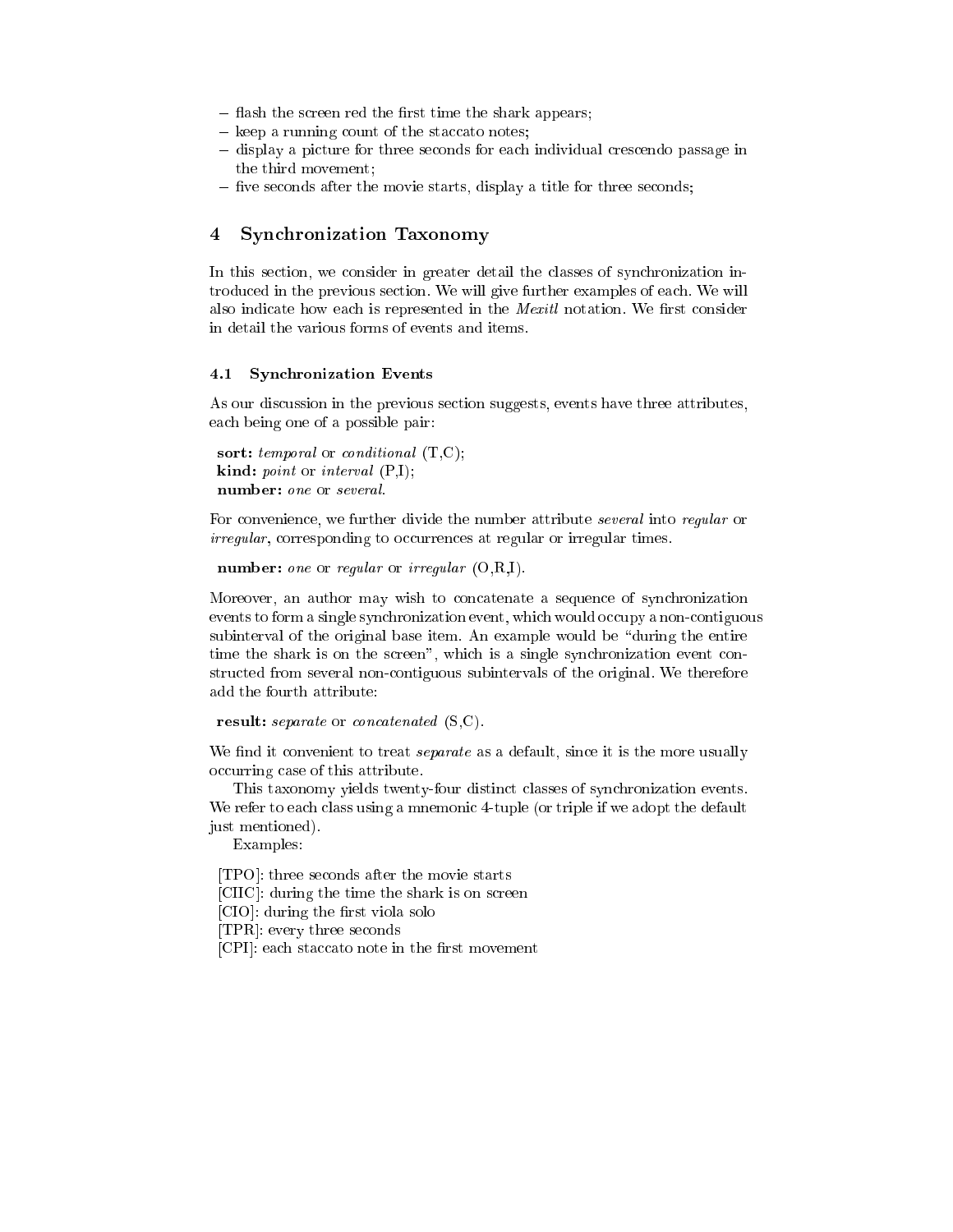- flash the screen red the first time the shark appears;
- keep a running count of the staccato notes;
- display a picture for three seconds for each individual crescendo passage in the third movement;
- five seconds after the movie starts, display a title for three seconds;

## 4 Synchronization Taxonomy

In this section, we consider in greater detail the classes of synchronization introduced in the previous section. We will give further examples of each. We will also indicate how each is represented in the *Mexitl* notation. We first consider in detail the various forms of events and items.

### 4.1 Synchronization Events

As our discussion in the previous section suggests, events have three attributes, each being one of a possible pair:

**sort:** *temporal* or *conditional* (T,C);
**kind:** *point* or *interval* (P,I);
**number:** *one* or *several*.

For convenience, we further divide the number attribute *several* into *regular* or *irregular*, corresponding to occurrences at regular or irregular times.

**number:** *one* or *regular* or *irregular* (O,R,I).

Moreover, an author may wish to concatenate a sequence of synchronization events to form a single synchronization event, which would occupy a non-contiguous subinterval of the original base item. An example would be "during the entire time the shark is on the screen", which is a single synchronization event constructed from several non-contiguous subintervals of the original. We therefore add the fourth attribute:

**result:** *separate* or *concatenated* (S,C).

We find it convenient to treat *separate* as a default, since it is the more usually occurring case of this attribute.

This taxonomy yields twenty-four distinct classes of synchronization events. We refer to each class using a mnemonic 4-tuple (or triple if we adopt the default just mentioned).

Examples:

[TPO]: three seconds after the movie starts
[CIIC]: during the time the shark is on screen
[CIO]: during the first viola solo
[TPR]: every three seconds
[CPI]: each staccato note in the first movement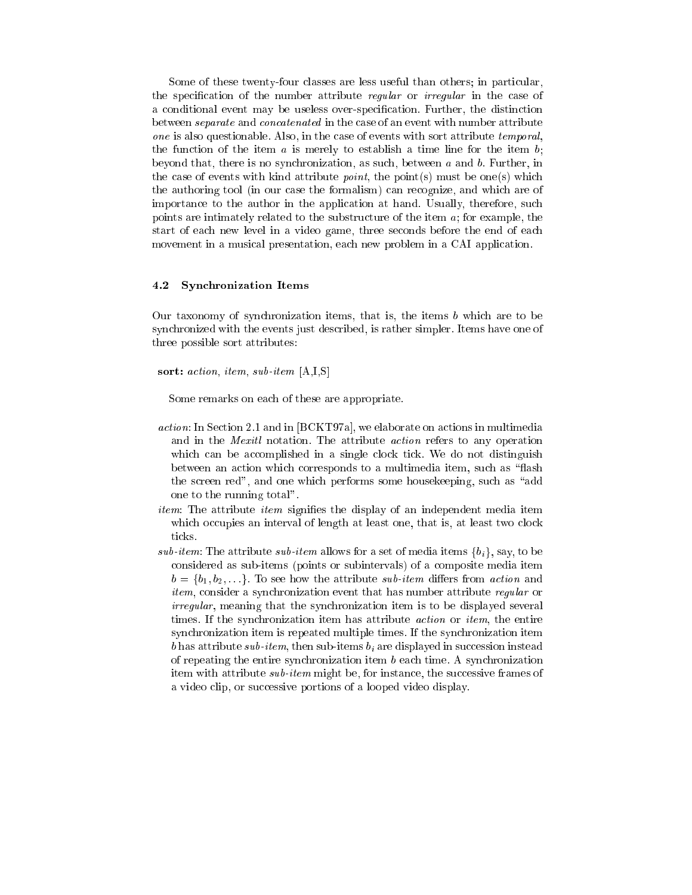Some of these twenty-four classes are less useful than others; in particular, the specification of the number attribute *regular* or *irregular* in the case of a conditional event may be useless over-specification. Further, the distinction between *separate* and *concatenated* in the case of an event with number attribute *one* is also questionable. Also, in the case of events with sort attribute *temporal*, the function of the item $a$ is merely to establish a time line for the item $b$; beyond that, there is no synchronization, as such, between $a$ and $b$. Further, in the case of events with kind attribute *point*, the point(s) must be one(s) which the authoring tool (in our case the formalism) can recognize, and which are of importance to the author in the application at hand. Usually, therefore, such points are intimately related to the substructure of the item $a$; for example, the start of each new level in a video game, three seconds before the end of each movement in a musical presentation, each new problem in a CAI application.

### 4.2 Synchronization Items

Our taxonomy of synchronization items, that is, the items $b$ which are to be synchronized with the events just described, is rather simpler. Items have one of three possible sort attributes:

**sort:** *action*, *item*, *sub-item* [A,I,S]

Some remarks on each of these are appropriate.

- *action*: In Section 2.1 and in [BCKT97a], we elaborate on actions in multimedia and in the *Mexitl* notation. The attribute *action* refers to any operation which can be accomplished in a single clock tick. We do not distinguish between an action which corresponds to a multimedia item, such as "flash the screen red", and one which performs some housekeeping, such as "add one to the running total".
- *item*: The attribute *item* signifies the display of an independent media item which occupies an interval of length at least one, that is, at least two clock ticks.
- *sub-item*: The attribute *sub-item* allows for a set of media items $\{b_i\}$, say, to be considered as sub-items (points or subintervals) of a composite media item $b = \{b_1, b_2, \ldots\}$. To see how the attribute *sub-item* differs from *action* and *item*, consider a synchronization event that has number attribute *regular* or *irregular*, meaning that the synchronization item is to be displayed several times. If the synchronization item has attribute *action* or *item*, the entire synchronization item is repeated multiple times. If the synchronization item $b$ has attribute *sub-item*, then sub-items $b_i$ are displayed in succession instead of repeating the entire synchronization item $b$ each time. A synchronization item with attribute *sub-item* might be, for instance, the successive frames of a video clip, or successive portions of a looped video display.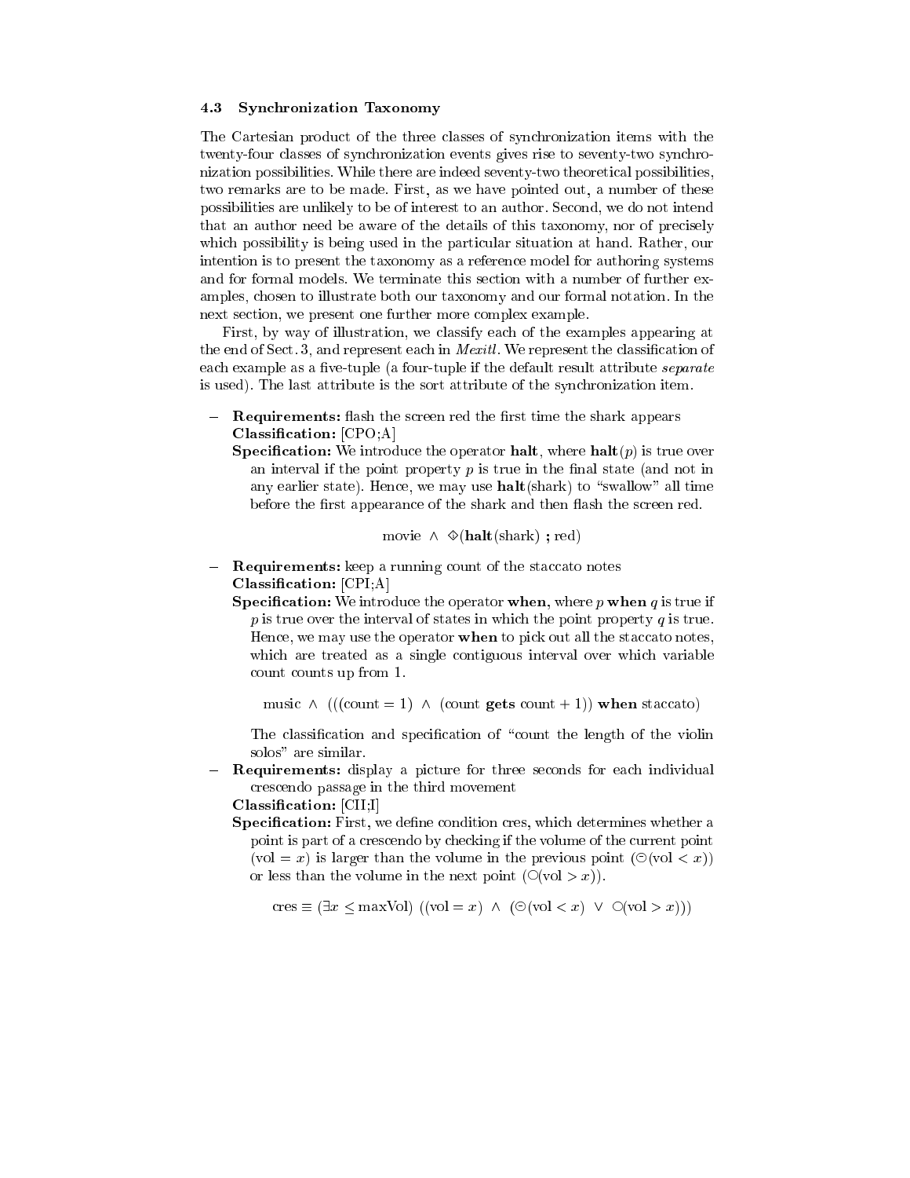### 4.3 Synchronization Taxonomy

The Cartesian product of the three classes of synchronization items with the twenty-four classes of synchronization events gives rise to seventy-two synchronization possibilities. While there are indeed seventy-two theoretical possibilities, two remarks are to be made. First, as we have pointed out, a number of these possibilities are unlikely to be of interest to an author. Second, we do not intend that an author need be aware of the details of this taxonomy, nor of precisely which possibility is being used in the particular situation at hand. Rather, our intention is to present the taxonomy as a reference model for authoring systems and for formal models. We terminate this section with a number of further examples, chosen to illustrate both our taxonomy and our formal notation. In the next section, we present one further more complex example.

First, by way of illustration, we classify each of the examples appearing at the end of Sect. 3, and represent each in *Mexitl*. We represent the classification of each example as a five-tuple (a four-tuple if the default result attribute *separate* is used). The last attribute is the sort attribute of the synchronization item.

- **Requirements:** flash the screen red the first time the shark appears
  **Classification:** [CPO;A]
  **Specification:** We introduce the operator **halt**, where **halt**$(p)$ is true over an interval if the point property $p$ is true in the final state (and not in any earlier state). Hence, we may use **halt**(shark) to "swallow" all time before the first appearance of the shark and then flash the screen red.

$$\text{movie} \ \wedge \ \diamond\!\!\!\!\!\!-\,(\mathbf{halt}(\text{shark})\ \mathbf{;}\ \text{red})$$

- **Requirements:** keep a running count of the staccato notes
  **Classification:** [CPI;A]
  **Specification:** We introduce the operator **when**, where $p$ **when** $q$ is true if $p$ is true over the interval of states in which the point property $q$ is true. Hence, we may use the operator **when** to pick out all the staccato notes, which are treated as a single contiguous interval over which variable count counts up from 1.

$$\text{music} \ \wedge \ (((\text{count} = 1) \ \wedge \ (\text{count } \mathbf{gets} \text{ count} + 1)) \ \mathbf{when} \text{ staccato})$$

  The classification and specification of "count the length of the violin solos" are similar.

- **Requirements:** display a picture for three seconds for each individual crescendo passage in the third movement
  **Classification:** [CII;I]
  **Specification:** First, we define condition cres, which determines whether a point is part of a crescendo by checking if the volume of the current point $(\text{vol} = x)$ is larger than the volume in the previous point $(\circleddash(\text{vol} < x))$ or less than the volume in the next point $(\bigcirc(\text{vol} > x))$.

$$\text{cres} \equiv (\exists x \leq \text{maxVol}) \ ((\text{vol} = x) \ \wedge \ (\circleddash(\text{vol} < x) \ \vee \ \bigcirc(\text{vol} > x)))$$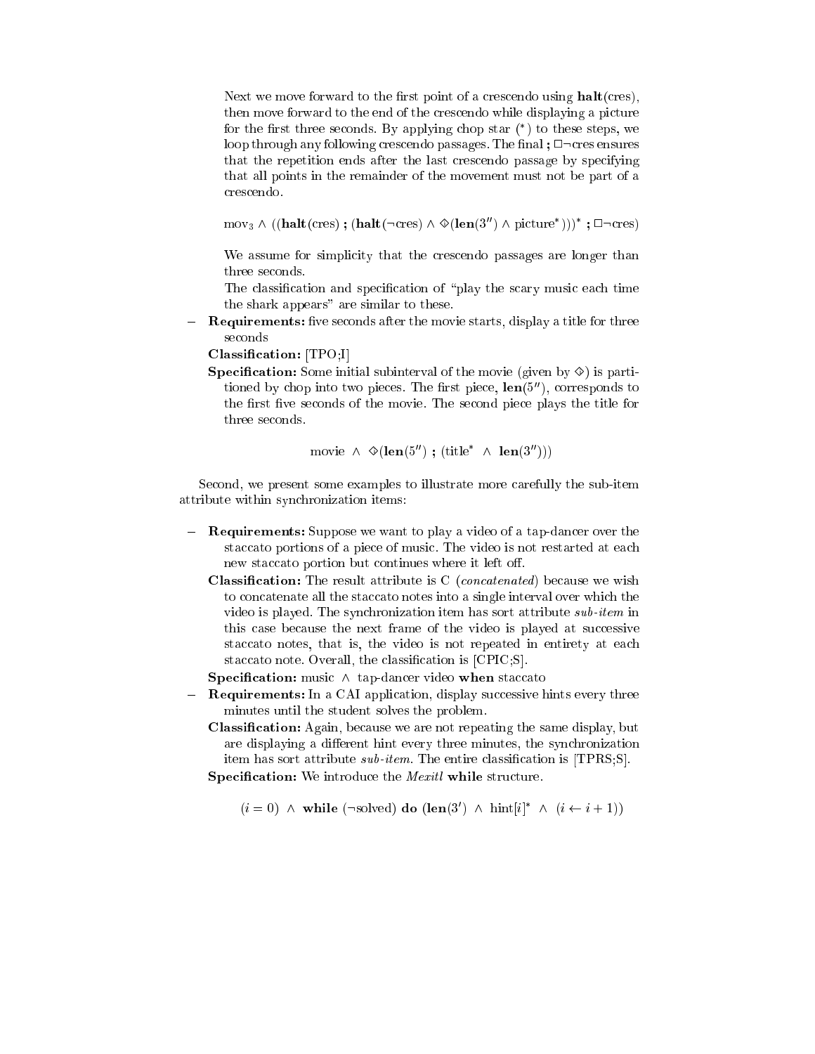Next we move forward to the first point of a crescendo using **halt**(cres), then move forward to the end of the crescendo while displaying a picture for the first three seconds. By applying chop star (*) to these steps, we loop through any following crescendo passages. The final **;** $\Box\neg$cres ensures that the repetition ends after the last crescendo passage by specifying that all points in the remainder of the movement must not be part of a crescendo.

$$\text{mov}_3 \wedge ((\textbf{halt}(\text{cres}) \textbf{ ; } (\textbf{halt}(\neg\text{cres}) \wedge \diamond(\textbf{len}(3'') \wedge \text{picture}^*)))^* \textbf{ ; } \Box\neg\text{cres})$$

We assume for simplicity that the crescendo passages are longer than three seconds.

The classification and specification of "play the scary music each time the shark appears" are similar to these.

- **Requirements:** five seconds after the movie starts, display a title for three seconds

  **Classification:** [TPO;I]

  **Specification:** Some initial subinterval of the movie (given by $\diamond$) is partitioned by chop into two pieces. The first piece, $\textbf{len}(5'')$, corresponds to the first five seconds of the movie. The second piece plays the title for three seconds.

$$\text{movie} \;\wedge\; \diamond(\textbf{len}(5'') \textbf{ ; } (\text{title}^* \;\wedge\; \textbf{len}(3'')))$$

Second, we present some examples to illustrate more carefully the sub-item attribute within synchronization items:

- **Requirements:** Suppose we want to play a video of a tap-dancer over the staccato portions of a piece of music. The video is not restarted at each new staccato portion but continues where it left off.

  **Classification:** The result attribute is C (*concatenated*) because we wish to concatenate all the staccato notes into a single interval over which the video is played. The synchronization item has sort attribute *sub-item* in this case because the next frame of the video is played at successive staccato notes, that is, the video is not repeated in entirety at each staccato note. Overall, the classification is [CPIC;S].

  **Specification:** music $\wedge$ tap-dancer video **when** staccato

- **Requirements:** In a CAI application, display successive hints every three minutes until the student solves the problem.

  **Classification:** Again, because we are not repeating the same display, but are displaying a different hint every three minutes, the synchronization item has sort attribute *sub-item*. The entire classification is [TPRS;S].

  **Specification:** We introduce the *Mexitl* **while** structure.

$$(i = 0) \;\wedge\; \textbf{while } (\neg\text{solved}) \textbf{ do } (\textbf{len}(3') \;\wedge\; \text{hint}[i]^* \;\wedge\; (i \leftarrow i + 1))$$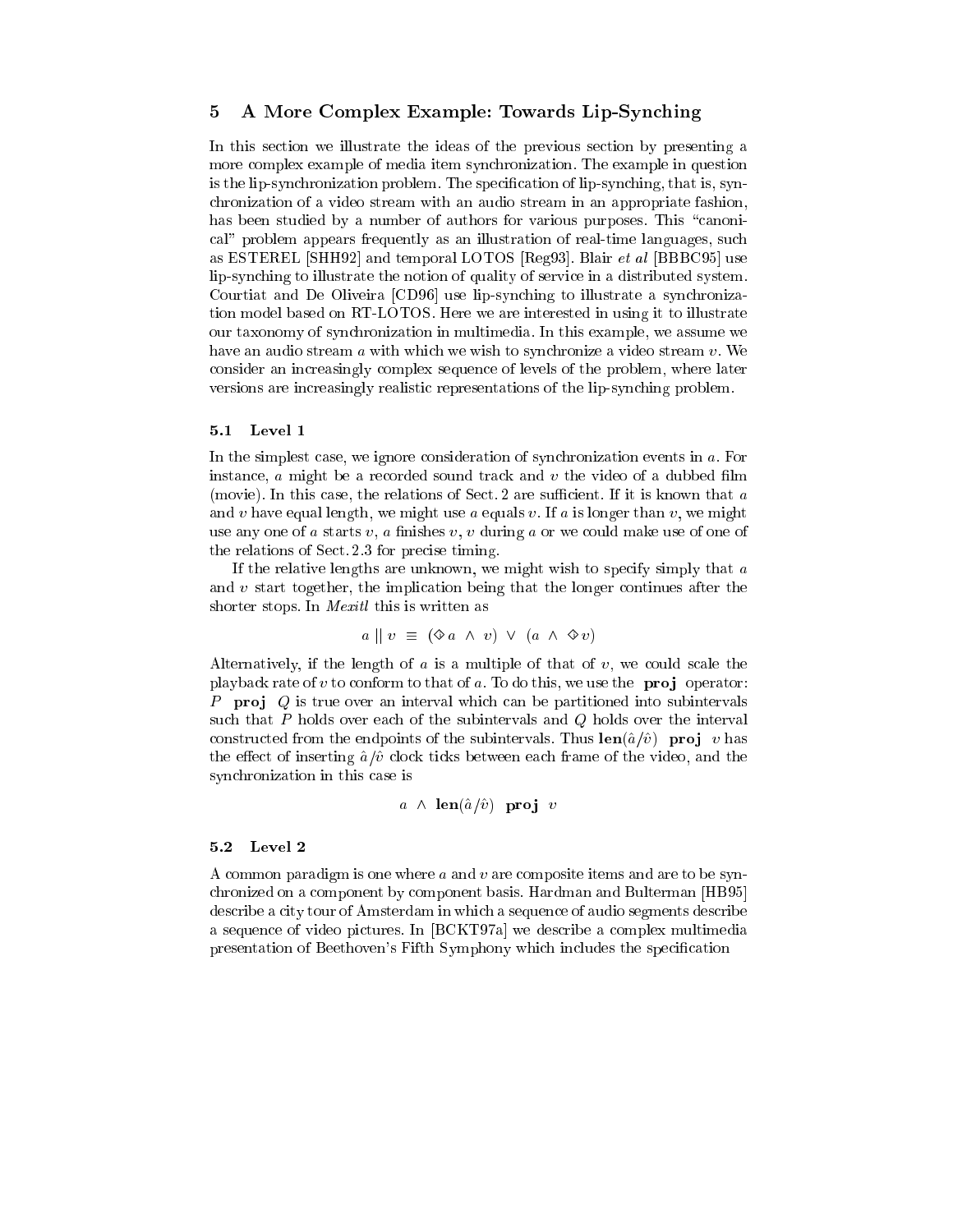## 5 A More Complex Example: Towards Lip-Synching

In this section we illustrate the ideas of the previous section by presenting a more complex example of media item synchronization. The example in question is the lip-synchronization problem. The specification of lip-synching, that is, synchronization of a video stream with an audio stream in an appropriate fashion, has been studied by a number of authors for various purposes. This "canonical" problem appears frequently as an illustration of real-time languages, such as ESTEREL [SHH92] and temporal LOTOS [Reg93]. Blair *et al* [BBBC95] use lip-synching to illustrate the notion of quality of service in a distributed system. Courtiat and De Oliveira [CD96] use lip-synching to illustrate a synchronization model based on RT-LOTOS. Here we are interested in using it to illustrate our taxonomy of synchronization in multimedia. In this example, we assume we have an audio stream $a$ with which we wish to synchronize a video stream $v$. We consider an increasingly complex sequence of levels of the problem, where later versions are increasingly realistic representations of the lip-synching problem.

### 5.1 Level 1

In the simplest case, we ignore consideration of synchronization events in $a$. For instance, $a$ might be a recorded sound track and $v$ the video of a dubbed film (movie). In this case, the relations of Sect. 2 are sufficient. If it is known that $a$ and $v$ have equal length, we might use $a$ equals $v$. If $a$ is longer than $v$, we might use any one of $a$ starts $v$, $a$ finishes $v$, $v$ during $a$ or we could make use of one of the relations of Sect. 2.3 for precise timing.

If the relative lengths are unknown, we might wish to specify simply that $a$ and $v$ start together, the implication being that the longer continues after the shorter stops. In *Mexitl* this is written as

$$a \parallel v \;\equiv\; (\diamond a \;\wedge\; v) \;\vee\; (a \;\wedge\; \diamond v)$$

Alternatively, if the length of $a$ is a multiple of that of $v$, we could scale the playback rate of $v$ to conform to that of $a$. To do this, we use the **proj** operator: $P$ **proj** $Q$ is true over an interval which can be partitioned into subintervals such that $P$ holds over each of the subintervals and $Q$ holds over the interval constructed from the endpoints of the subintervals. Thus $\mathbf{len}(\hat{a}/\hat{v})$ **proj** $v$ has the effect of inserting $\hat{a}/\hat{v}$ clock ticks between each frame of the video, and the synchronization in this case is

$$a \;\wedge\; \mathbf{len}(\hat{a}/\hat{v}) \;\;\mathbf{proj}\;\; v$$

### 5.2 Level 2

A common paradigm is one where $a$ and $v$ are composite items and are to be synchronized on a component by component basis. Hardman and Bulterman [HB95] describe a city tour of Amsterdam in which a sequence of audio segments describe a sequence of video pictures. In [BCKT97a] we describe a complex multimedia presentation of Beethoven's Fifth Symphony which includes the specification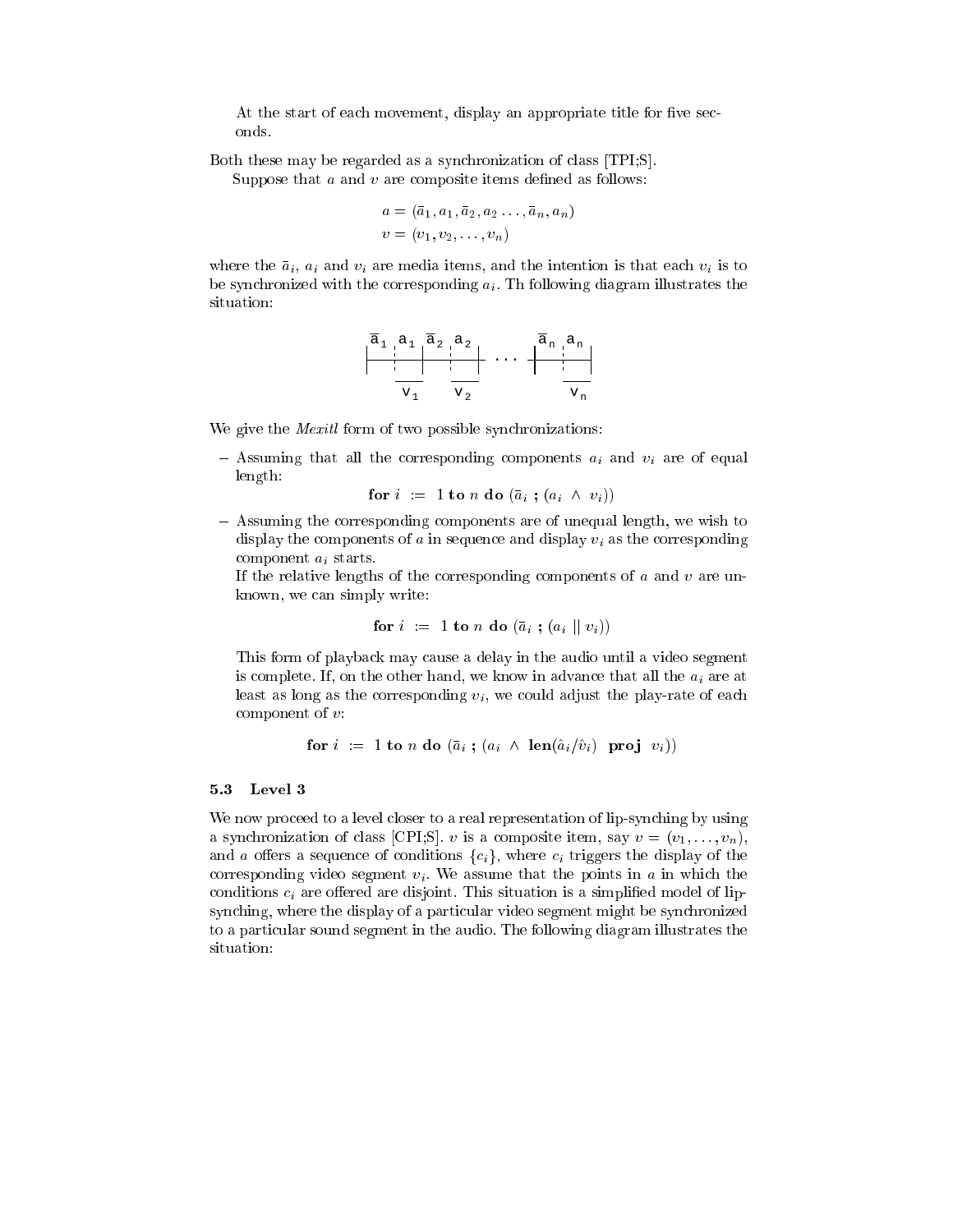At the start of each movement, display an appropriate title for five seconds.

Both these may be regarded as a synchronization of class [TPI;S].

Suppose that $a$ and $v$ are composite items defined as follows:

$$a = (\bar{a}_1, a_1, \bar{a}_2, a_2 \ldots, \bar{a}_n, a_n)$$
$$v = (v_1, v_2, \ldots, v_n)$$

where the $\bar{a}_i$, $a_i$ and $v_i$ are media items, and the intention is that each $v_i$ is to be synchronized with the corresponding $a_i$. Th following diagram illustrates the situation:

```
 ā1  a1  ā2  a2        ān  an
|---:---|---:---| ... |---:---|
     ___     ___           ___
     v1      v2            vn
```

We give the *Mexitl* form of two possible synchronizations:

- Assuming that all the corresponding components $a_i$ and $v_i$ are of equal length:

  $$\textbf{for } i \;:=\; 1 \textbf{ to } n \textbf{ do } (\bar{a}_i \;\textbf{;}\; (a_i \;\wedge\; v_i))$$

- Assuming the corresponding components are of unequal length, we wish to display the components of $a$ in sequence and display $v_i$ as the corresponding component $a_i$ starts.

  If the relative lengths of the corresponding components of $a$ and $v$ are unknown, we can simply write:

  $$\textbf{for } i \;:=\; 1 \textbf{ to } n \textbf{ do } (\bar{a}_i \;\textbf{;}\; (a_i \parallel v_i))$$

  This form of playback may cause a delay in the audio until a video segment is complete. If, on the other hand, we know in advance that all the $a_i$ are at least as long as the corresponding $v_i$, we could adjust the play-rate of each component of $v$:

  $$\textbf{for } i \;:=\; 1 \textbf{ to } n \textbf{ do } (\bar{a}_i \;\textbf{;}\; (a_i \;\wedge\; \textbf{len}(\hat{a}_i/\hat{v}_i) \;\; \textbf{proj} \;\; v_i))$$

### 5.3 Level 3

We now proceed to a level closer to a real representation of lip-synching by using a synchronization of class [CPI;S]. $v$ is a composite item, say $v = (v_1, \ldots, v_n)$, and $a$ offers a sequence of conditions $\{c_i\}$, where $c_i$ triggers the display of the corresponding video segment $v_i$. We assume that the points in $a$ in which the conditions $c_i$ are offered are disjoint. This situation is a simplified model of lip-synching, where the display of a particular video segment might be synchronized to a particular sound segment in the audio. The following diagram illustrates the situation: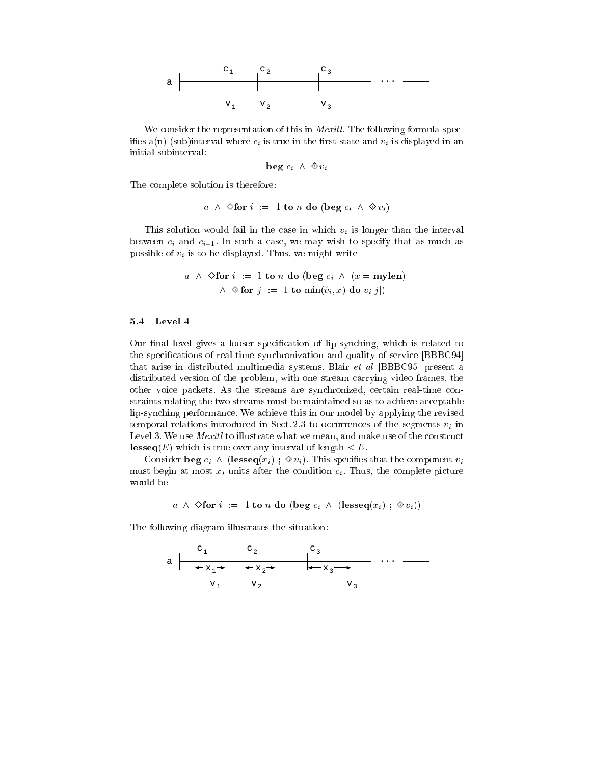We consider the representation of this in *Mexitl*. The following formula specifies a(n) (sub)interval where $c_i$ is true in the first state and $v_i$ is displayed in an initial subinterval:

$$\textbf{beg } c_i \ \wedge \ \diamond\!\!\!\!\cdot\; v_i$$

The complete solution is therefore:

$$a \ \wedge \ \diamond \textbf{for } i \ := \ 1 \textbf{ to } n \textbf{ do } (\textbf{beg } c_i \ \wedge \ \diamond\!\!\!\!\cdot\; v_i)$$

This solution would fail in the case in which $v_i$ is longer than the interval between $c_i$ and $c_{i+1}$. In such a case, we may wish to specify that as much as possible of $v_i$ is to be displayed. Thus, we might write

$$\begin{array}{c} a \ \wedge \ \diamond \textbf{for } i \ := \ 1 \textbf{ to } n \textbf{ do } (\textbf{beg } c_i \ \wedge \ (x = \textbf{mylen}) \\ \wedge \ \diamond\!\!\!\!\cdot\; \textbf{for } j \ := \ 1 \textbf{ to } \min(\hat{v}_i, x) \textbf{ do } v_i[j]) \end{array}$$

### 5.4 Level 4

Our final level gives a looser specification of lip-synching, which is related to the specifications of real-time synchronization and quality of service [BBBC94] that arise in distributed multimedia systems. Blair *et al* [BBBC95] present a distributed version of the problem, with one stream carrying video frames, the other voice packets. As the streams are synchronized, certain real-time constraints relating the two streams must be maintained so as to achieve acceptable lip-synching performance. We achieve this in our model by applying the revised temporal relations introduced in Sect. 2.3 to occurrences of the segments $v_i$ in Level 3. We use *Mexitl* to illustrate what we mean, and make use of the construct $\textbf{lesseq}(E)$ which is true over any interval of length $\leq E$.

Consider $\textbf{beg } c_i \ \wedge \ (\textbf{lesseq}(x_i) \ ; \ \diamond\!\!\!\!\cdot\; v_i)$. This specifies that the component $v_i$ must begin at most $x_i$ units after the condition $c_i$. Thus, the complete picture would be

$$a \ \wedge \ \diamond \textbf{for } i \ := \ 1 \textbf{ to } n \textbf{ do } (\textbf{beg } c_i \ \wedge \ (\textbf{lesseq}(x_i) \ ; \ \diamond\!\!\!\!\cdot\; v_i))$$

The following diagram illustrates the situation: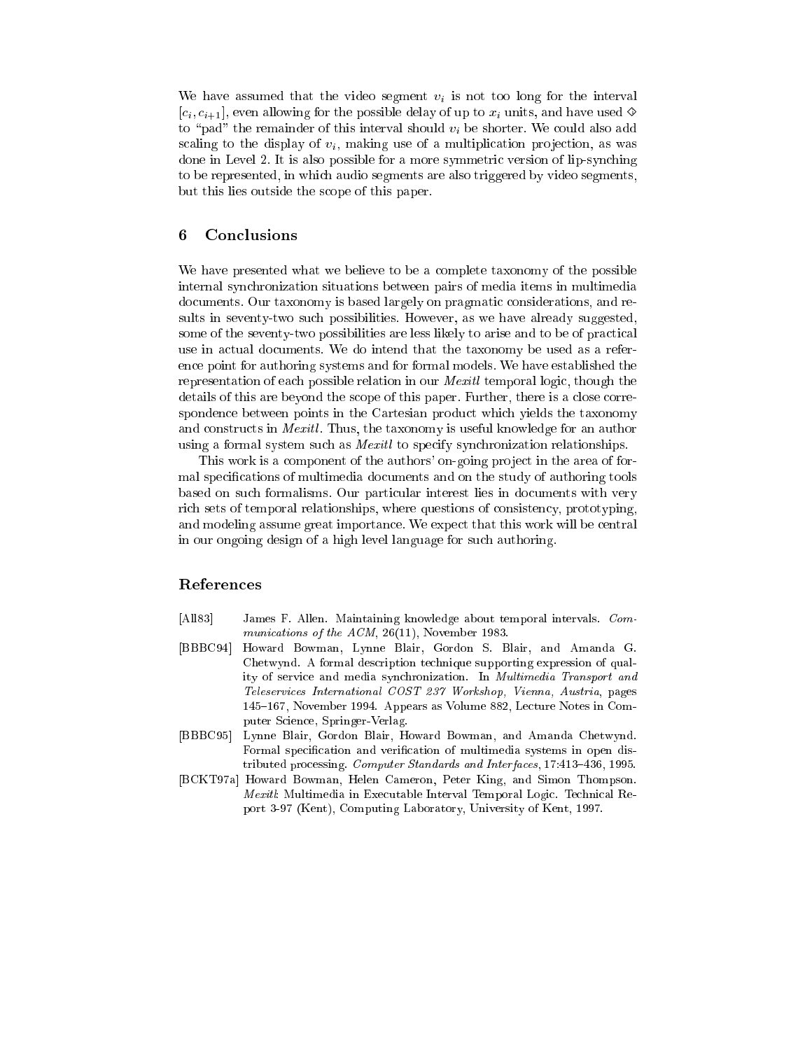We have assumed that the video segment $v_i$ is not too long for the interval $[c_i, c_{i+1}]$, even allowing for the possible delay of up to $x_i$ units, and have used $\Diamond$ to "pad" the remainder of this interval should $v_i$ be shorter. We could also add scaling to the display of $v_i$, making use of a multiplication projection, as was done in Level 2. It is also possible for a more symmetric version of lip-synching to be represented, in which audio segments are also triggered by video segments, but this lies outside the scope of this paper.

## 6 Conclusions

We have presented what we believe to be a complete taxonomy of the possible internal synchronization situations between pairs of media items in multimedia documents. Our taxonomy is based largely on pragmatic considerations, and results in seventy-two such possibilities. However, as we have already suggested, some of the seventy-two possibilities are less likely to arise and to be of practical use in actual documents. We do intend that the taxonomy be used as a reference point for authoring systems and for formal models. We have established the representation of each possible relation in our *Mexitl* temporal logic, though the details of this are beyond the scope of this paper. Further, there is a close correspondence between points in the Cartesian product which yields the taxonomy and constructs in *Mexitl*. Thus, the taxonomy is useful knowledge for an author using a formal system such as *Mexitl* to specify synchronization relationships.

This work is a component of the authors' on-going project in the area of formal specifications of multimedia documents and on the study of authoring tools based on such formalisms. Our particular interest lies in documents with very rich sets of temporal relationships, where questions of consistency, prototyping, and modeling assume great importance. We expect that this work will be central in our ongoing design of a high level language for such authoring.

## References

[All83] James F. Allen. Maintaining knowledge about temporal intervals. *Communications of the ACM*, 26(11), November 1983.

[BBBC94] Howard Bowman, Lynne Blair, Gordon S. Blair, and Amanda G. Chetwynd. A formal description technique supporting expression of quality of service and media synchronization. In *Multimedia Transport and Teleservices International COST 237 Workshop, Vienna, Austria*, pages 145–167, November 1994. Appears as Volume 882, Lecture Notes in Computer Science, Springer-Verlag.

[BBBC95] Lynne Blair, Gordon Blair, Howard Bowman, and Amanda Chetwynd. Formal specification and verification of multimedia systems in open distributed processing. *Computer Standards and Interfaces*, 17:413–436, 1995.

[BCKT97a] Howard Bowman, Helen Cameron, Peter King, and Simon Thompson. *Mexitl*: Multimedia in Executable Interval Temporal Logic. Technical Report 3-97 (Kent), Computing Laboratory, University of Kent, 1997.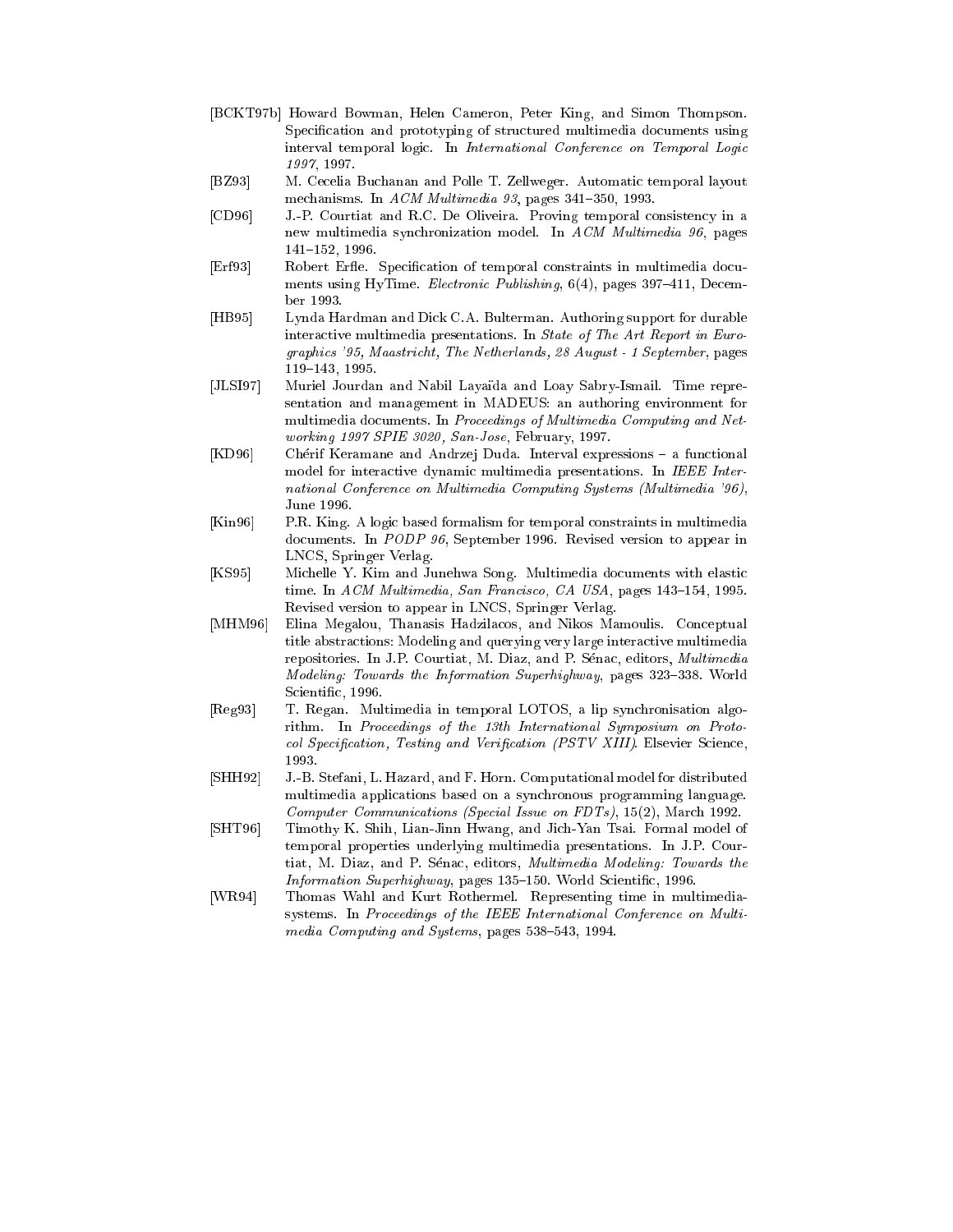[BCKT97b] Howard Bowman, Helen Cameron, Peter King, and Simon Thompson. Specification and prototyping of structured multimedia documents using interval temporal logic. In *International Conference on Temporal Logic 1997*, 1997.

[BZ93] M. Cecelia Buchanan and Polle T. Zellweger. Automatic temporal layout mechanisms. In *ACM Multimedia 93*, pages 341–350, 1993.

[CD96] J.-P. Courtiat and R.C. De Oliveira. Proving temporal consistency in a new multimedia synchronization model. In *ACM Multimedia 96*, pages 141–152, 1996.

[Erf93] Robert Erfle. Specification of temporal constraints in multimedia documents using HyTime. *Electronic Publishing*, 6(4), pages 397–411, December 1993.

[HB95] Lynda Hardman and Dick C.A. Bulterman. Authoring support for durable interactive multimedia presentations. In *State of The Art Report in Eurographics '95, Maastricht, The Netherlands, 28 August - 1 September*, pages 119–143, 1995.

[JLSI97] Muriel Jourdan and Nabil Layaïda and Loay Sabry-Ismail. Time representation and management in MADEUS: an authoring environment for multimedia documents. In *Proceedings of Multimedia Computing and Networking 1997 SPIE 3020, San-Jose*, February, 1997.

[KD96] Chérif Keramane and Andrzej Duda. Interval expressions – a functional model for interactive dynamic multimedia presentations. In *IEEE International Conference on Multimedia Computing Systems (Multimedia '96)*, June 1996.

[Kin96] P.R. King. A logic based formalism for temporal constraints in multimedia documents. In *PODP 96*, September 1996. Revised version to appear in LNCS, Springer Verlag.

[KS95] Michelle Y. Kim and Junehwa Song. Multimedia documents with elastic time. In *ACM Multimedia, San Francisco, CA USA*, pages 143–154, 1995. Revised version to appear in LNCS, Springer Verlag.

[MHM96] Elina Megalou, Thanasis Hadzilacos, and Nikos Mamoulis. Conceptual title abstractions: Modeling and querying very large interactive multimedia repositories. In J.P. Courtiat, M. Diaz, and P. Sénac, editors, *Multimedia Modeling: Towards the Information Superhighway*, pages 323–338. World Scientific, 1996.

[Reg93] T. Regan. Multimedia in temporal LOTOS, a lip synchronisation algorithm. In *Proceedings of the 13th International Symposium on Protocol Specification, Testing and Verification (PSTV XIII)*. Elsevier Science, 1993.

[SHH92] J.-B. Stefani, L. Hazard, and F. Horn. Computational model for distributed multimedia applications based on a synchronous programming language. *Computer Communications (Special Issue on FDTs)*, 15(2), March 1992.

[SHT96] Timothy K. Shih, Lian-Jinn Hwang, and Jich-Yan Tsai. Formal model of temporal properties underlying multimedia presentations. In J.P. Courtiat, M. Diaz, and P. Sénac, editors, *Multimedia Modeling: Towards the Information Superhighway*, pages 135–150. World Scientific, 1996.

[WR94] Thomas Wahl and Kurt Rothermel. Representing time in multimedia-systems. In *Proceedings of the IEEE International Conference on Multimedia Computing and Systems*, pages 538–543, 1994.